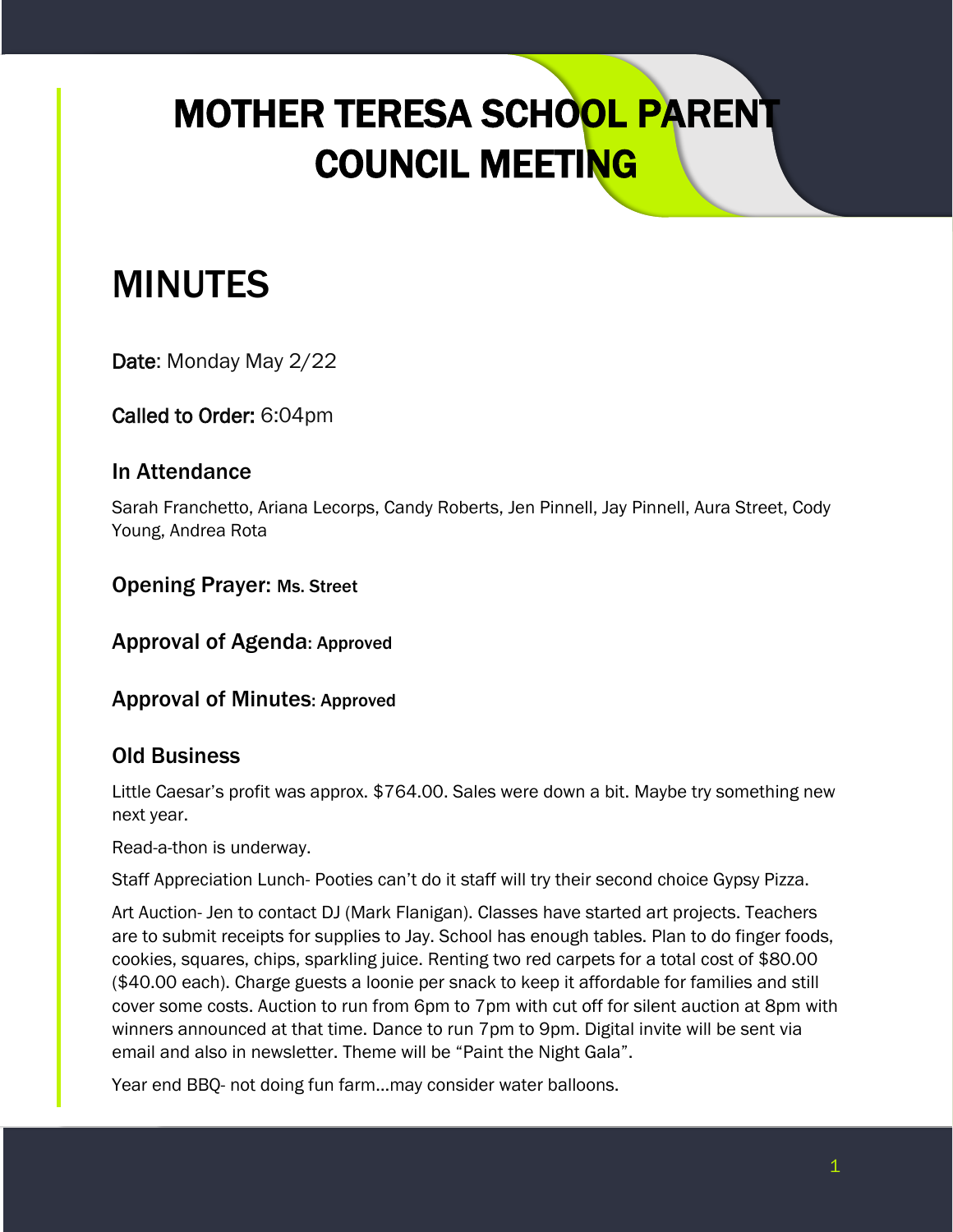# MOTHER TERESA SCHOOL PARENT COUNCIL MEETING

# MINUTES

**Date**: Monday May 2/22

**Called to Order:** 6:04pm

### In Attendance

Sarah Franchetto, Ariana Lecorps, Candy Roberts, Jen Pinnell, Jay Pinnell, Aura Street, Cody Young, Andrea Rota

### Opening Prayer: Ms. Street

### Approval of Agenda: Approved

### Approval of Minutes: Approved

### Old Business

Little Caesar's profit was approx. $764.00. Sales were down a bit. Maybe try something new next year.

Read-a-thon is underway.

Staff Appreciation Lunch- Pooties can't do it staff will try their second choice Gypsy Pizza.

Art Auction- Jen to contact DJ (Mark Flanigan). Classes have started art projects. Teachers are to submit receipts for supplies to Jay. School has enough tables. Plan to do finger foods, cookies, squares, chips, sparkling juice. Renting two red carpets for a total cost of $80.00 ($40.00 each). Charge guests a loonie per snack to keep it affordable for families and still cover some costs. Auction to run from 6pm to 7pm with cut off for silent auction at 8pm with winners announced at that time. Dance to run 7pm to 9pm. Digital invite will be sent via email and also in newsletter. Theme will be "Paint the Night Gala".

Year end BBQ- not doing fun farm…may consider water balloons.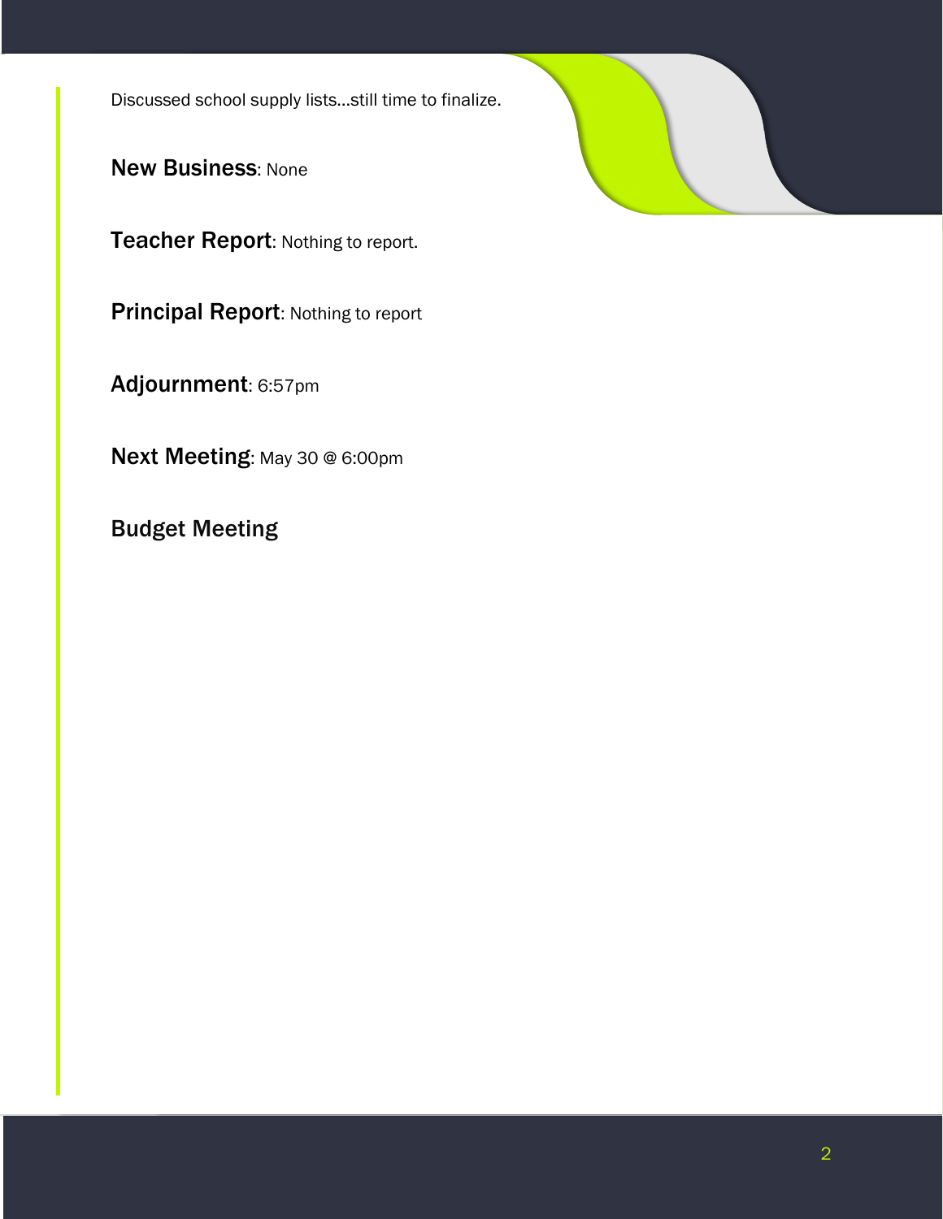Discussed school supply lists…still time to finalize.

**New Business**: None

**Teacher Report**: Nothing to report.

**Principal Report**: Nothing to report

**Adjournment**: 6:57pm

**Next Meeting**: May 30 @ 6:00pm

**Budget Meeting**